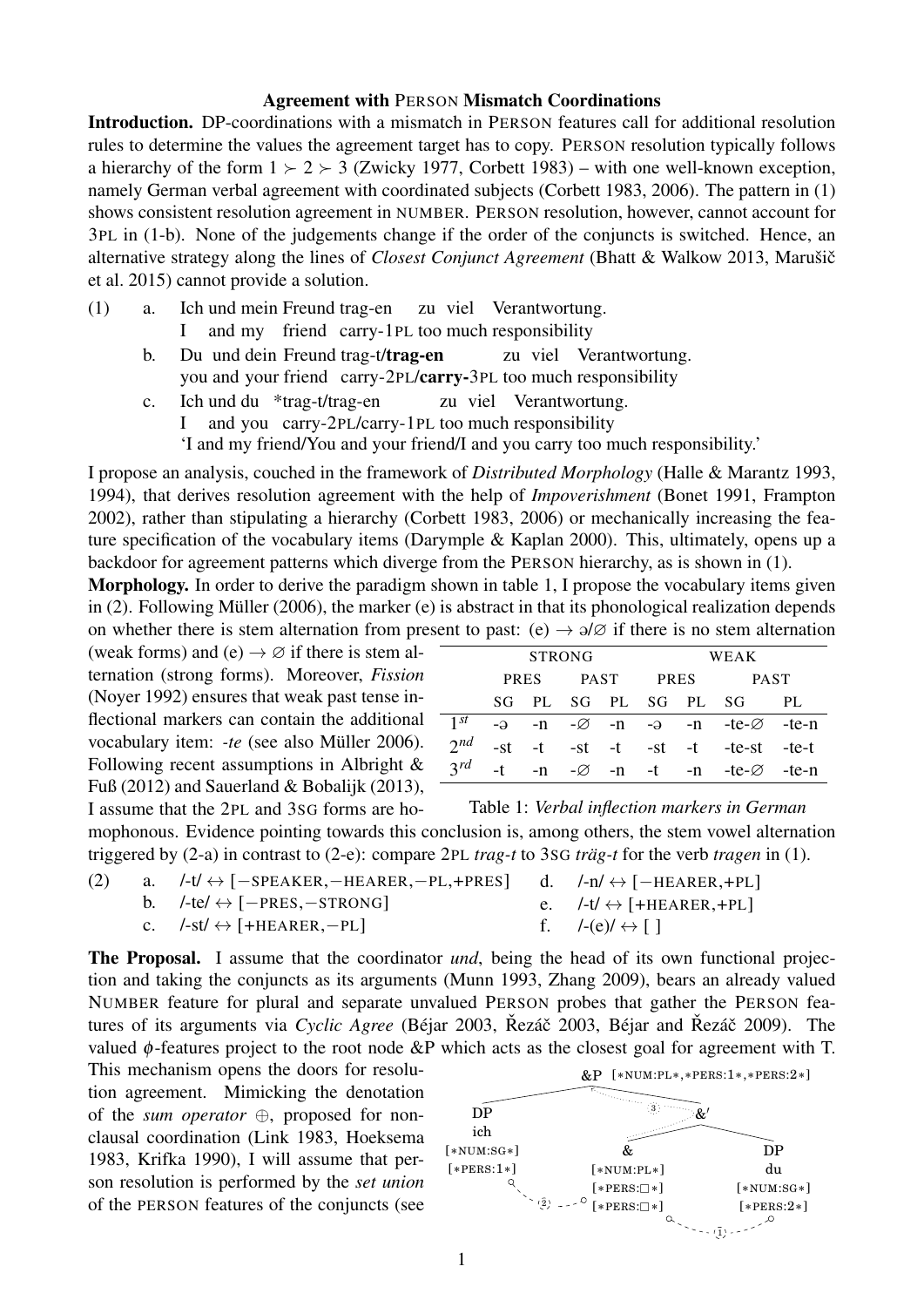**Agreement with PERSON Mismatch Coordinations**

**Introduction.** DP-coordinations with a mismatch in PERSON features call for additional resolution rules to determine the values the agreement target has to copy. PERSON resolution typically follows a hierarchy of the form $1 \succ 2 \succ 3$ (Zwicky 1977, Corbett 1983) – with one well-known exception, namely German verbal agreement with coordinated subjects (Corbett 1983, 2006). The pattern in (1) shows consistent resolution agreement in NUMBER. PERSON resolution, however, cannot account for 3PL in (1-b). None of the judgements change if the order of the conjuncts is switched. Hence, an alternative strategy along the lines of *Closest Conjunct Agreement* (Bhatt & Walkow 2013, Marušič et al. 2015) cannot provide a solution.

(1)
a. Ich und mein Freund trag-en zu viel Verantwortung.
   I and my friend carry-1PL too much responsibility
b. Du und dein Freund trag-t/**trag-en** zu viel Verantwortung.
   you and your friend carry-2PL/**carry-**3PL too much responsibility
c. Ich und du \*trag-t/trag-en zu viel Verantwortung.
   I and you carry-2PL/carry-1PL too much responsibility
   'I and my friend/You and your friend/I and you carry too much responsibility.'

I propose an analysis, couched in the framework of *Distributed Morphology* (Halle & Marantz 1993, 1994), that derives resolution agreement with the help of *Impoverishment* (Bonet 1991, Frampton 2002), rather than stipulating a hierarchy (Corbett 1983, 2006) or mechanically increasing the feature specification of the vocabulary items (Darymple & Kaplan 2000). This, ultimately, opens up a backdoor for agreement patterns which diverge from the PERSON hierarchy, as is shown in (1).

**Morphology.** In order to derive the paradigm shown in table 1, I propose the vocabulary items given in (2). Following Müller (2006), the marker (e) is abstract in that its phonological realization depends on whether there is stem alternation from present to past: (e) $\rightarrow$ ə/∅ if there is no stem alternation (weak forms) and (e) $\rightarrow$ ∅ if there is stem alternation (strong forms). Moreover, *Fission* (Noyer 1992) ensures that weak past tense inflectional markers can contain the additional vocabulary item: *-te* (see also Müller 2006). Following recent assumptions in Albright & Fuß (2012) and Sauerland & Bobalijk (2013), I assume that the 2PL and 3SG forms are homophonous. Evidence pointing towards this conclusion is, among others, the stem vowel alternation triggered by (2-a) in contrast to (2-e): compare 2PL *trag-t* to 3SG *träg-t* for the verb *tragen* in (1).

| | STRONG | | | | WEAK | | | |
|---|---|---|---|---|---|---|---|---|
| | PRES | | PAST | | PRES | | PAST | |
| | SG | PL | SG | PL | SG | PL | SG | PL |
| $1^{st}$ | -ə | -n | -∅ | -n | -ə | -n | -te-∅ | -te-n |
| $2^{nd}$ | -st | -t | -st | -t | -st | -t | -te-st | -te-t |
| $3^{rd}$ | -t | -n | -∅ | -n | -t | -n | -te-∅ | -te-n |

Table 1: *Verbal inflection markers in German*

(2)
a. /-t/ ↔ [−SPEAKER, −HEARER, −PL, +PRES]
b. /-te/ ↔ [−PRES, −STRONG]
c. /-st/ ↔ [+HEARER, −PL]
d. /-n/ ↔ [−HEARER, +PL]
e. /-t/ ↔ [+HEARER, +PL]
f. /-(e)/ ↔ [ ]

**The Proposal.** I assume that the coordinator *und*, being the head of its own functional projection and taking the conjuncts as its arguments (Munn 1993, Zhang 2009), bears an already valued NUMBER feature for plural and separate unvalued PERSON probes that gather the PERSON features of its arguments via *Cyclic Agree* (Béjar 2003, Řezáč 2003, Béjar and Řezáč 2009). The valued $\phi$-features project to the root node &P which acts as the closest goal for agreement with T. This mechanism opens the doors for resolution agreement. Mimicking the denotation of the *sum operator* ⊕, proposed for nonclausal coordination (Link 1983, Hoeksema 1983, Krifka 1990), I will assume that person resolution is performed by the *set union* of the PERSON features of the conjuncts (see

[Tree diagram: &P [\*NUM:PL\*, \*PERS:1\*, \*PERS:2\*] dominating DP *ich* [\*NUM:SG\*] [\*PERS:1\*] and &′; &′ dominating & [\*NUM:PL\*] [\*PERS:□\*] [\*PERS:□\*] and DP *du* [\*NUM:SG\*] [\*PERS:2\*]; agree arrows labeled ① (& – du), ② (& – ich), ③ (&′ – &P)]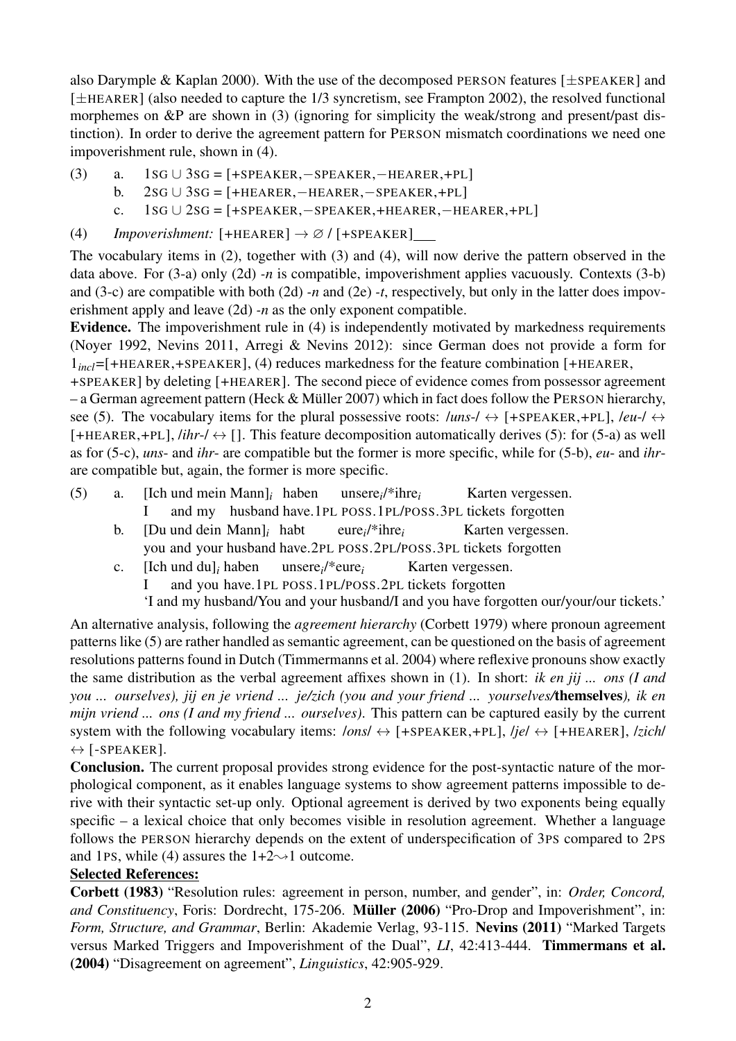also Darymple & Kaplan 2000). With the use of the decomposed PERSON features [±SPEAKER] and [±HEARER] (also needed to capture the 1/3 syncretism, see Frampton 2002), the resolved functional morphemes on &P are shown in (3) (ignoring for simplicity the weak/strong and present/past distinction). In order to derive the agreement pattern for PERSON mismatch coordinations we need one impoverishment rule, shown in (4).

(3) a. 1SG ∪ 3SG = [+SPEAKER, −SPEAKER, −HEARER, +PL]
    b. 2SG ∪ 3SG = [+HEARER, −HEARER, −SPEAKER, +PL]
    c. 1SG ∪ 2SG = [+SPEAKER, −SPEAKER, +HEARER, −HEARER, +PL]

(4) *Impoverishment:* [+HEARER] → ∅ / [+SPEAKER]___

The vocabulary items in (2), together with (3) and (4), will now derive the pattern observed in the data above. For (3-a) only (2d) *-n* is compatible, impoverishment applies vacuously. Contexts (3-b) and (3-c) are compatible with both (2d) *-n* and (2e) *-t*, respectively, but only in the latter does impoverishment apply and leave (2d) *-n* as the only exponent compatible.

**Evidence.** The impoverishment rule in (4) is independently motivated by markedness requirements (Noyer 1992, Nevins 2011, Arregi & Nevins 2012): since German does not provide a form for $1_{incl}$=[+HEARER,+SPEAKER], (4) reduces markedness for the feature combination [+HEARER, +SPEAKER] by deleting [+HEARER]. The second piece of evidence comes from possessor agreement – a German agreement pattern (Heck & Müller 2007) which in fact does follow the PERSON hierarchy, see (5). The vocabulary items for the plural possessive roots: */uns-/* ↔ [+SPEAKER,+PL], */eu-/* ↔ [+HEARER,+PL], */ihr-/* ↔ []. This feature decomposition automatically derives (5): for (5-a) as well as for (5-c), *uns-* and *ihr-* are compatible but the former is more specific, while for (5-b), *eu-* and *ihr-* are compatible but, again, the former is more specific.

(5) a. [Ich und mein Mann]$_i$ haben unsere$_i$/*ihre$_i$ Karten vergessen.
    I and my husband have.1PL POSS.1PL/POSS.3PL tickets forgotten
    b. [Du und dein Mann]$_i$ habt eure$_i$/*ihre$_i$ Karten vergessen.
    you and your husband have.2PL POSS.2PL/POSS.3PL tickets forgotten
    c. [Ich und du]$_i$ haben unsere$_i$/*eure$_i$ Karten vergessen.
    I and you have.1PL POSS.1PL/POSS.2PL tickets forgotten
    'I and my husband/You and your husband/I and you have forgotten our/your/our tickets.'

An alternative analysis, following the *agreement hierarchy* (Corbett 1979) where pronoun agreement patterns like (5) are rather handled as semantic agreement, can be questioned on the basis of agreement resolutions patterns found in Dutch (Timmermanns et al. 2004) where reflexive pronouns show exactly the same distribution as the verbal agreement affixes shown in (1). In short: *ik en jij ... ons (I and you ... ourselves), jij en je vriend ... je/zich (you and your friend ... yourselves/***themselves***), ik en mijn vriend ... ons (I and my friend ... ourselves).* This pattern can be captured easily by the current system with the following vocabulary items: */ons/* ↔ [+SPEAKER,+PL], */je/* ↔ [+HEARER], */zich/* ↔ [-SPEAKER].

**Conclusion.** The current proposal provides strong evidence for the post-syntactic nature of the morphological component, as it enables language systems to show agreement patterns impossible to derive with their syntactic set-up only. Optional agreement is derived by two exponents being equally specific – a lexical choice that only becomes visible in resolution agreement. Whether a language follows the PERSON hierarchy depends on the extent of underspecification of 3PS compared to 2PS and 1PS, while (4) assures the 1+2⇝1 outcome.

**Selected References:**

**Corbett (1983)** "Resolution rules: agreement in person, number, and gender", in: *Order, Concord, and Constituency*, Foris: Dordrecht, 175-206. **Müller (2006)** "Pro-Drop and Impoverishment", in: *Form, Structure, and Grammar*, Berlin: Akademie Verlag, 93-115. **Nevins (2011)** "Marked Targets versus Marked Triggers and Impoverishment of the Dual", *LI*, 42:413-444. **Timmermans et al. (2004)** "Disagreement on agreement", *Linguistics*, 42:905-929.